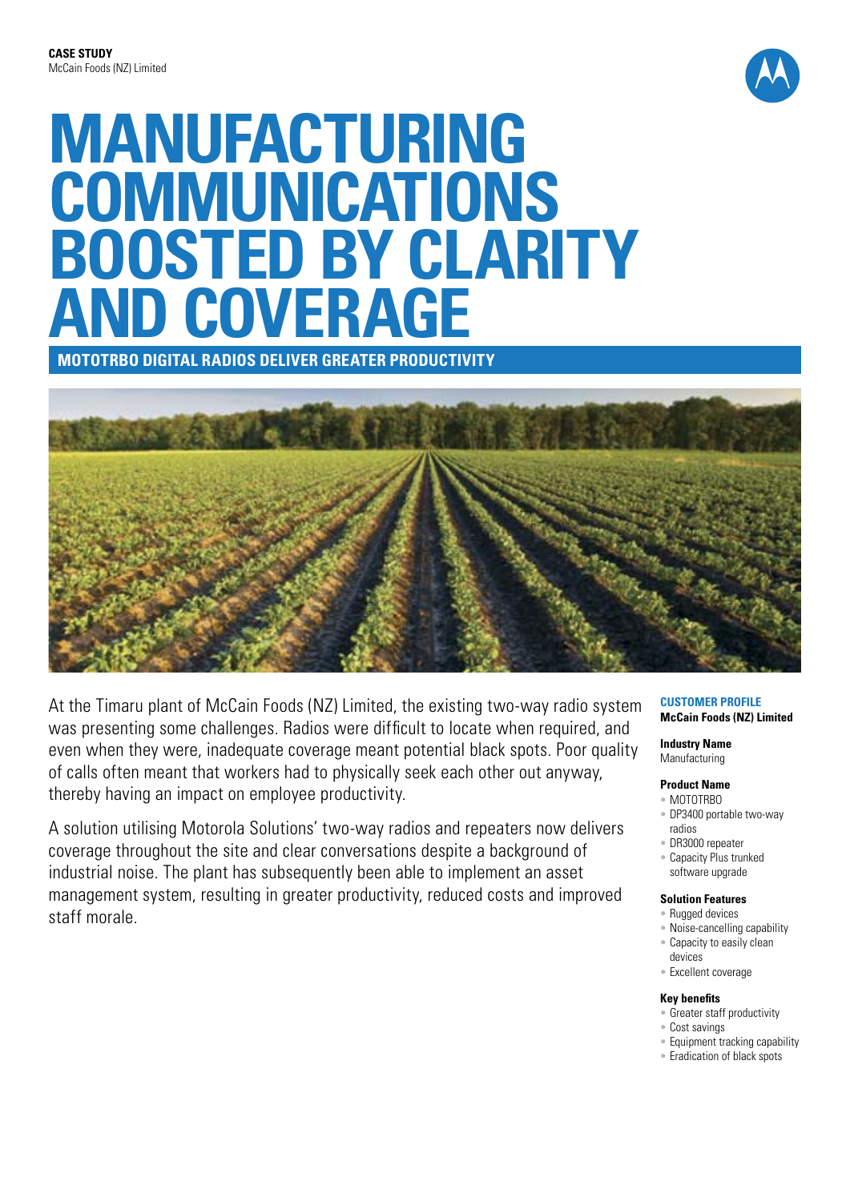**CASE STUDY**
McCain Foods (NZ) Limited

# MANUFACTURING COMMUNICATIONS BOOSTED BY CLARITY AND COVERAGE

## MOTOTRBO DIGITAL RADIOS DELIVER GREATER PRODUCTIVITY

At the Timaru plant of McCain Foods (NZ) Limited, the existing two-way radio system was presenting some challenges. Radios were difficult to locate when required, and even when they were, inadequate coverage meant potential black spots. Poor quality of calls often meant that workers had to physically seek each other out anyway, thereby having an impact on employee productivity.

A solution utilising Motorola Solutions' two-way radios and repeaters now delivers coverage throughout the site and clear conversations despite a background of industrial noise. The plant has subsequently been able to implement an asset management system, resulting in greater productivity, reduced costs and improved staff morale.

### CUSTOMER PROFILE

**McCain Foods (NZ) Limited**

**Industry Name**
Manufacturing

**Product Name**
- MOTOTRBO
- DP3400 portable two-way radios
- DR3000 repeater
- Capacity Plus trunked software upgrade

**Solution Features**
- Rugged devices
- Noise-cancelling capability
- Capacity to easily clean devices
- Excellent coverage

**Key benefits**
- Greater staff productivity
- Cost savings
- Equipment tracking capability
- Eradication of black spots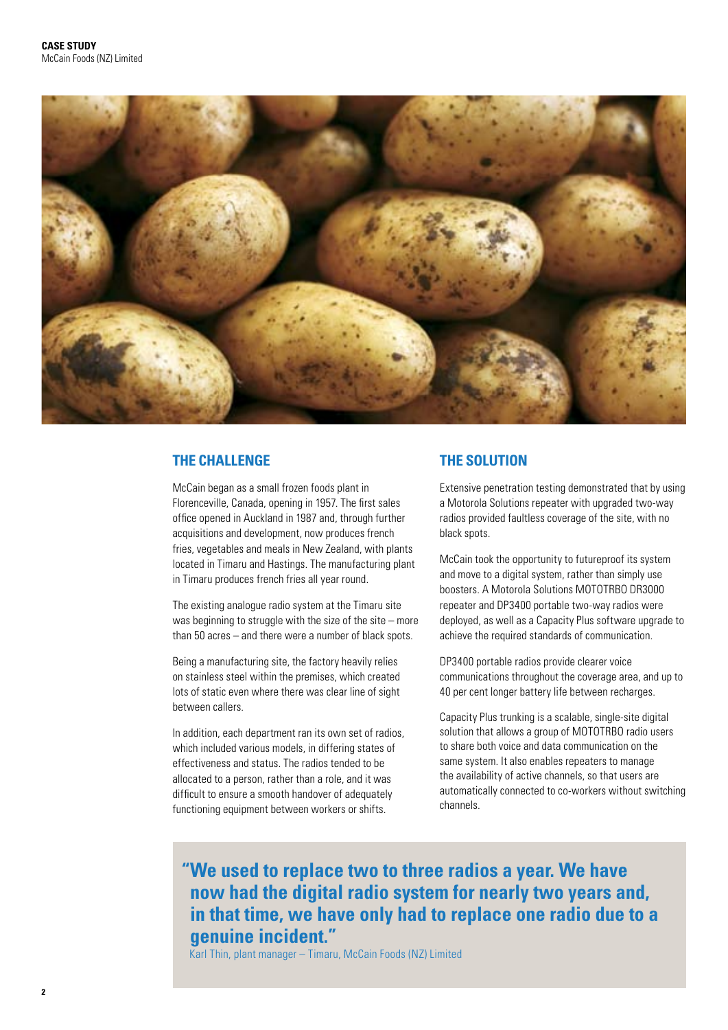## THE CHALLENGE

McCain began as a small frozen foods plant in Florenceville, Canada, opening in 1957. The first sales office opened in Auckland in 1987 and, through further acquisitions and development, now produces french fries, vegetables and meals in New Zealand, with plants located in Timaru and Hastings. The manufacturing plant in Timaru produces french fries all year round.

The existing analogue radio system at the Timaru site was beginning to struggle with the size of the site – more than 50 acres – and there were a number of black spots.

Being a manufacturing site, the factory heavily relies on stainless steel within the premises, which created lots of static even where there was clear line of sight between callers.

In addition, each department ran its own set of radios, which included various models, in differing states of effectiveness and status. The radios tended to be allocated to a person, rather than a role, and it was difficult to ensure a smooth handover of adequately functioning equipment between workers or shifts.

## THE SOLUTION

Extensive penetration testing demonstrated that by using a Motorola Solutions repeater with upgraded two-way radios provided faultless coverage of the site, with no black spots.

McCain took the opportunity to futureproof its system and move to a digital system, rather than simply use boosters. A Motorola Solutions MOTOTRBO DR3000 repeater and DP3400 portable two-way radios were deployed, as well as a Capacity Plus software upgrade to achieve the required standards of communication.

DP3400 portable radios provide clearer voice communications throughout the coverage area, and up to 40 per cent longer battery life between recharges.

Capacity Plus trunking is a scalable, single-site digital solution that allows a group of MOTOTRBO radio users to share both voice and data communication on the same system. It also enables repeaters to manage the availability of active channels, so that users are automatically connected to co-workers without switching channels.

> **"We used to replace two to three radios a year. We have now had the digital radio system for nearly two years and, in that time, we have only had to replace one radio due to a genuine incident."**
>
> Karl Thin, plant manager – Timaru, McCain Foods (NZ) Limited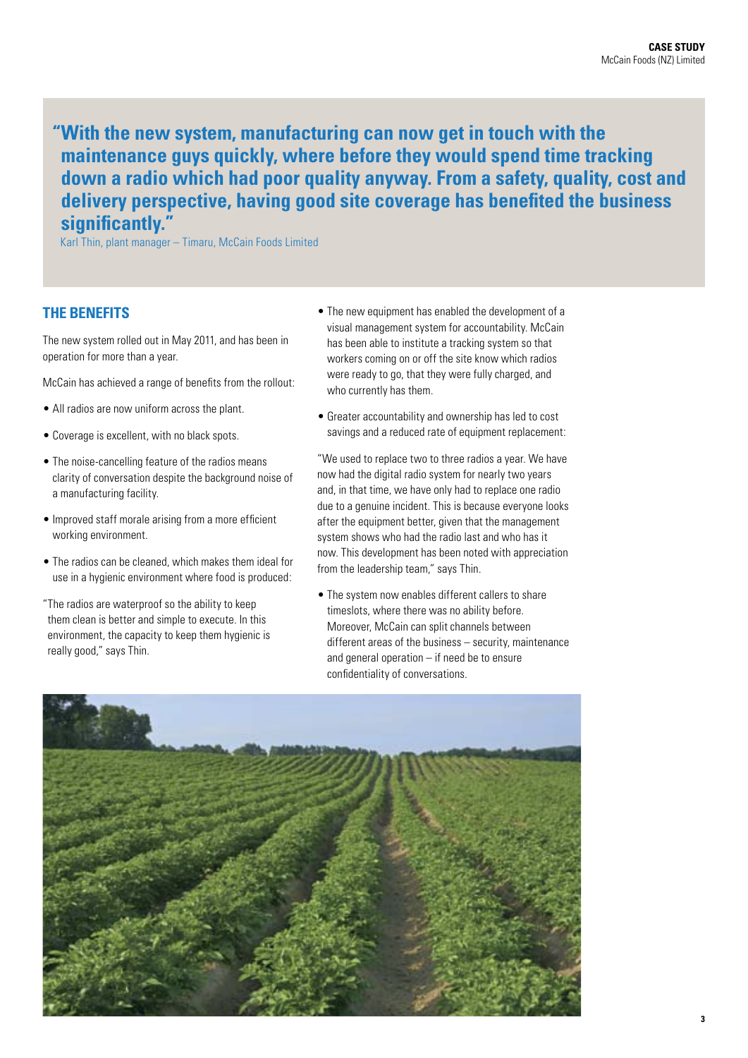> **"With the new system, manufacturing can now get in touch with the maintenance guys quickly, where before they would spend time tracking down a radio which had poor quality anyway. From a safety, quality, cost and delivery perspective, having good site coverage has benefited the business significantly."**
>
> Karl Thin, plant manager – Timaru, McCain Foods Limited

## THE BENEFITS

The new system rolled out in May 2011, and has been in operation for more than a year.

McCain has achieved a range of benefits from the rollout:

- All radios are now uniform across the plant.
- Coverage is excellent, with no black spots.
- The noise-cancelling feature of the radios means clarity of conversation despite the background noise of a manufacturing facility.
- Improved staff morale arising from a more efficient working environment.
- The radios can be cleaned, which makes them ideal for use in a hygienic environment where food is produced:

"The radios are waterproof so the ability to keep them clean is better and simple to execute. In this environment, the capacity to keep them hygienic is really good," says Thin.

- The new equipment has enabled the development of a visual management system for accountability. McCain has been able to institute a tracking system so that workers coming on or off the site know which radios were ready to go, that they were fully charged, and who currently has them.
- Greater accountability and ownership has led to cost savings and a reduced rate of equipment replacement:

"We used to replace two to three radios a year. We have now had the digital radio system for nearly two years and, in that time, we have only had to replace one radio due to a genuine incident. This is because everyone looks after the equipment better, given that the management system shows who had the radio last and who has it now. This development has been noted with appreciation from the leadership team," says Thin.

- The system now enables different callers to share timeslots, where there was no ability before. Moreover, McCain can split channels between different areas of the business – security, maintenance and general operation – if need be to ensure confidentiality of conversations.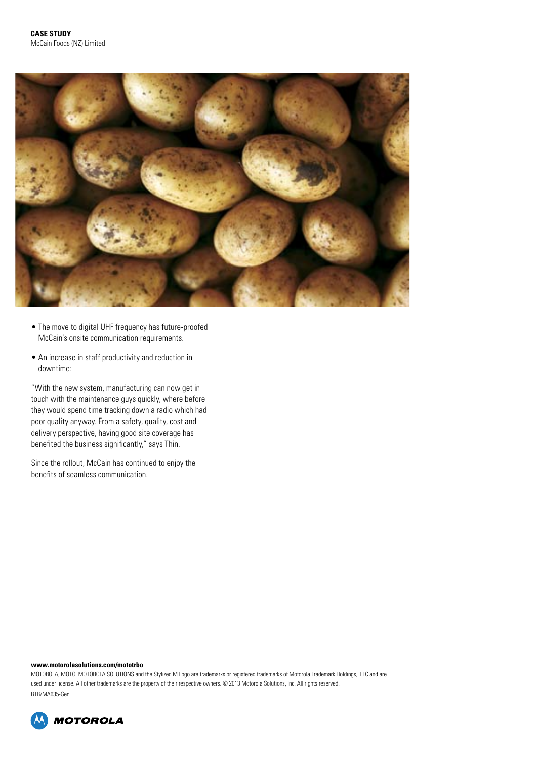- The move to digital UHF frequency has future-proofed McCain's onsite communication requirements.
- An increase in staff productivity and reduction in downtime:

"With the new system, manufacturing can now get in touch with the maintenance guys quickly, where before they would spend time tracking down a radio which had poor quality anyway. From a safety, quality, cost and delivery perspective, having good site coverage has benefited the business significantly," says Thin.

Since the rollout, McCain has continued to enjoy the benefits of seamless communication.

**www.motorolasolutions.com/mototrbo**

MOTOROLA, MOTO, MOTOROLA SOLUTIONS and the Stylized M Logo are trademarks or registered trademarks of Motorola Trademark Holdings, LLC and are used under license. All other trademarks are the property of their respective owners. © 2013 Motorola Solutions, Inc. All rights reserved.

BTB/MA635-Gen